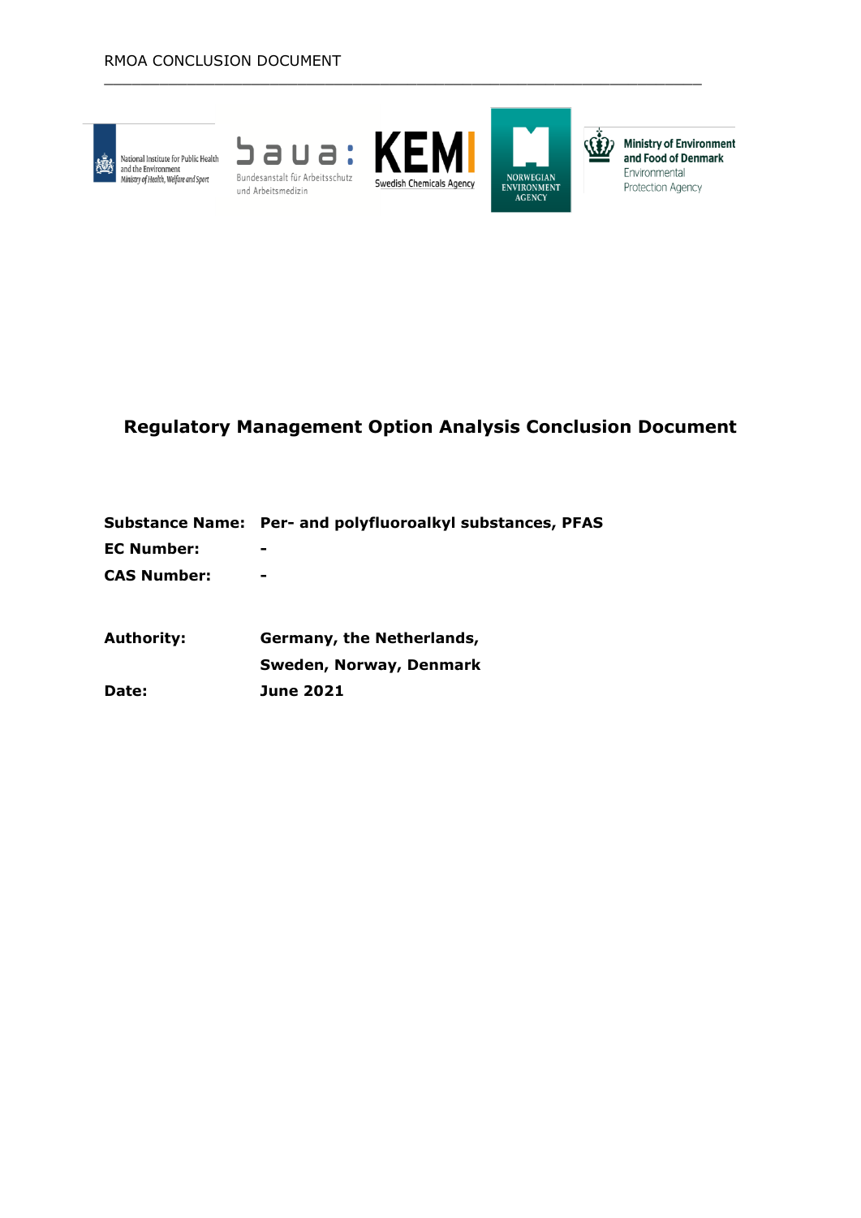RMOA CONCLUSION DOCUMENT

National Institute for Public Health and the Environment
Ministry of Health, Welfare and Sport

baua: Bundesanstalt für Arbeitsschutz und Arbeitsmedizin

KEMI Swedish Chemicals Agency

NORWEGIAN ENVIRONMENT AGENCY

Ministry of Environment and Food of Denmark
Environmental Protection Agency

# Regulatory Management Option Analysis Conclusion Document

**Substance Name:** **Per- and polyfluoroalkyl substances, PFAS**

**EC Number:** **-**

**CAS Number:** **-**

**Authority:** **Germany, the Netherlands, Sweden, Norway, Denmark**

**Date:** **June 2021**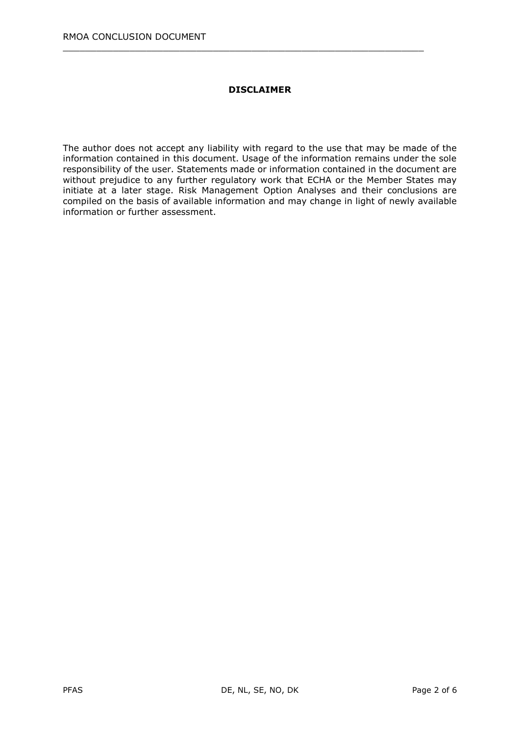**DISCLAIMER**

The author does not accept any liability with regard to the use that may be made of the information contained in this document. Usage of the information remains under the sole responsibility of the user. Statements made or information contained in the document are without prejudice to any further regulatory work that ECHA or the Member States may initiate at a later stage. Risk Management Option Analyses and their conclusions are compiled on the basis of available information and may change in light of newly available information or further assessment.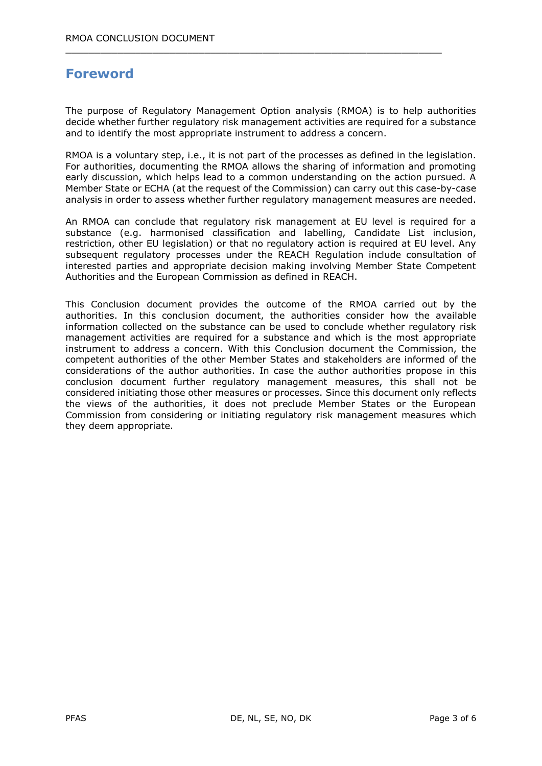# Foreword

The purpose of Regulatory Management Option analysis (RMOA) is to help authorities decide whether further regulatory risk management activities are required for a substance and to identify the most appropriate instrument to address a concern.

RMOA is a voluntary step, i.e., it is not part of the processes as defined in the legislation. For authorities, documenting the RMOA allows the sharing of information and promoting early discussion, which helps lead to a common understanding on the action pursued. A Member State or ECHA (at the request of the Commission) can carry out this case-by-case analysis in order to assess whether further regulatory management measures are needed.

An RMOA can conclude that regulatory risk management at EU level is required for a substance (e.g. harmonised classification and labelling, Candidate List inclusion, restriction, other EU legislation) or that no regulatory action is required at EU level. Any subsequent regulatory processes under the REACH Regulation include consultation of interested parties and appropriate decision making involving Member State Competent Authorities and the European Commission as defined in REACH.

This Conclusion document provides the outcome of the RMOA carried out by the authorities. In this conclusion document, the authorities consider how the available information collected on the substance can be used to conclude whether regulatory risk management activities are required for a substance and which is the most appropriate instrument to address a concern. With this Conclusion document the Commission, the competent authorities of the other Member States and stakeholders are informed of the considerations of the author authorities. In case the author authorities propose in this conclusion document further regulatory management measures, this shall not be considered initiating those other measures or processes. Since this document only reflects the views of the authorities, it does not preclude Member States or the European Commission from considering or initiating regulatory risk management measures which they deem appropriate.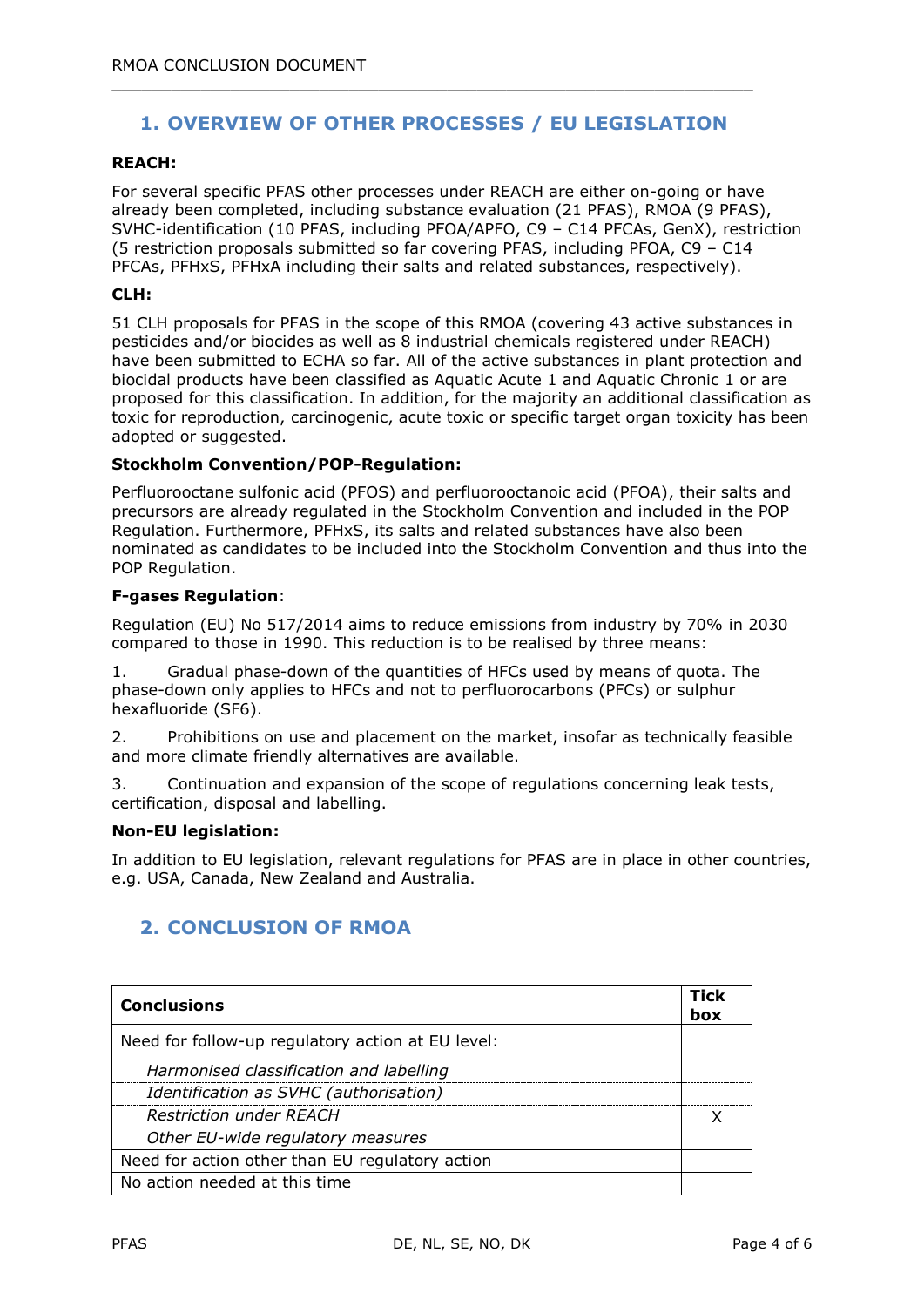## 1. OVERVIEW OF OTHER PROCESSES / EU LEGISLATION

**REACH:**

For several specific PFAS other processes under REACH are either on-going or have already been completed, including substance evaluation (21 PFAS), RMOA (9 PFAS), SVHC-identification (10 PFAS, including PFOA/APFO, C9 – C14 PFCAs, GenX), restriction (5 restriction proposals submitted so far covering PFAS, including PFOA, C9 – C14 PFCAs, PFHxS, PFHxA including their salts and related substances, respectively).

**CLH:**

51 CLH proposals for PFAS in the scope of this RMOA (covering 43 active substances in pesticides and/or biocides as well as 8 industrial chemicals registered under REACH) have been submitted to ECHA so far. All of the active substances in plant protection and biocidal products have been classified as Aquatic Acute 1 and Aquatic Chronic 1 or are proposed for this classification. In addition, for the majority an additional classification as toxic for reproduction, carcinogenic, acute toxic or specific target organ toxicity has been adopted or suggested.

**Stockholm Convention/POP-Regulation:**

Perfluorooctane sulfonic acid (PFOS) and perfluorooctanoic acid (PFOA), their salts and precursors are already regulated in the Stockholm Convention and included in the POP Regulation. Furthermore, PFHxS, its salts and related substances have also been nominated as candidates to be included into the Stockholm Convention and thus into the POP Regulation.

**F-gases Regulation**:

Regulation (EU) No 517/2014 aims to reduce emissions from industry by 70% in 2030 compared to those in 1990. This reduction is to be realised by three means:

1. Gradual phase-down of the quantities of HFCs used by means of quota. The phase-down only applies to HFCs and not to perfluorocarbons (PFCs) or sulphur hexafluoride ($SF_6$).
2. Prohibitions on use and placement on the market, insofar as technically feasible and more climate friendly alternatives are available.
3. Continuation and expansion of the scope of regulations concerning leak tests, certification, disposal and labelling.

**Non-EU legislation:**

In addition to EU legislation, relevant regulations for PFAS are in place in other countries, e.g. USA, Canada, New Zealand and Australia.

## 2. CONCLUSION OF RMOA

| **Conclusions** | **Tick box** |
|---|---|
| Need for follow-up regulatory action at EU level: | |
| *Harmonised classification and labelling* | |
| *Identification as SVHC (authorisation)* | |
| *Restriction under REACH* | X |
| *Other EU-wide regulatory measures* | |
| Need for action other than EU regulatory action | |
| No action needed at this time | |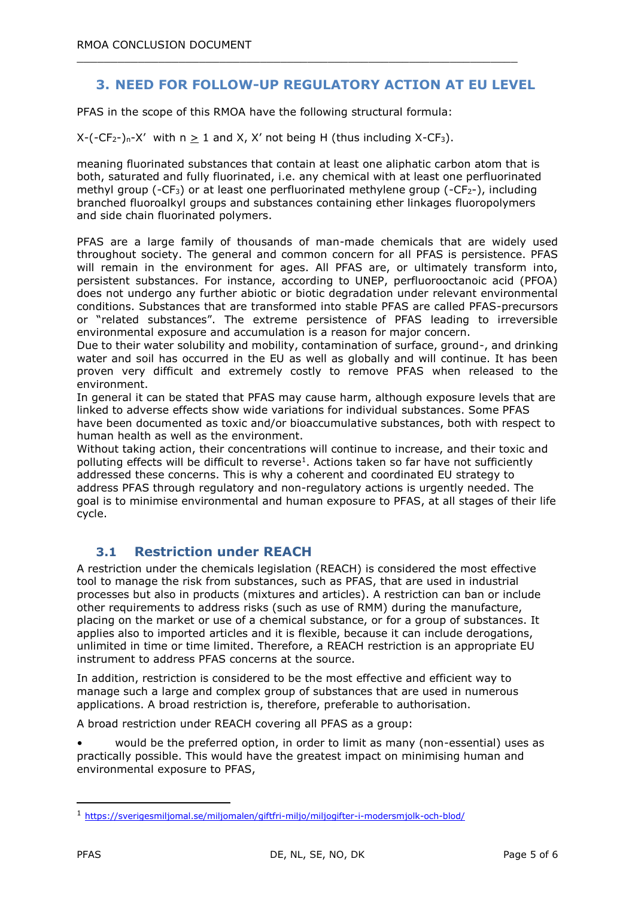## 3. NEED FOR FOLLOW-UP REGULATORY ACTION AT EU LEVEL

PFAS in the scope of this RMOA have the following structural formula:

$X\text{-}(\text{-}CF_2\text{-})_n\text{-}X'$ with $n \geq 1$ and X, X' not being H (thus including $X\text{-}CF_3$).

meaning fluorinated substances that contain at least one aliphatic carbon atom that is both, saturated and fully fluorinated, i.e. any chemical with at least one perfluorinated methyl group ($-CF_3$) or at least one perfluorinated methylene group ($-CF_2-$), including branched fluoroalkyl groups and substances containing ether linkages fluoropolymers and side chain fluorinated polymers.

PFAS are a large family of thousands of man-made chemicals that are widely used throughout society. The general and common concern for all PFAS is persistence. PFAS will remain in the environment for ages. All PFAS are, or ultimately transform into, persistent substances. For instance, according to UNEP, perfluorooctanoic acid (PFOA) does not undergo any further abiotic or biotic degradation under relevant environmental conditions. Substances that are transformed into stable PFAS are called PFAS-precursors or "related substances". The extreme persistence of PFAS leading to irreversible environmental exposure and accumulation is a reason for major concern.

Due to their water solubility and mobility, contamination of surface, ground-, and drinking water and soil has occurred in the EU as well as globally and will continue. It has been proven very difficult and extremely costly to remove PFAS when released to the environment.

In general it can be stated that PFAS may cause harm, although exposure levels that are linked to adverse effects show wide variations for individual substances. Some PFAS have been documented as toxic and/or bioaccumulative substances, both with respect to human health as well as the environment.

Without taking action, their concentrations will continue to increase, and their toxic and polluting effects will be difficult to reverse[1]. Actions taken so far have not sufficiently addressed these concerns. This is why a coherent and coordinated EU strategy to address PFAS through regulatory and non-regulatory actions is urgently needed. The goal is to minimise environmental and human exposure to PFAS, at all stages of their life cycle.

### 3.1 Restriction under REACH

A restriction under the chemicals legislation (REACH) is considered the most effective tool to manage the risk from substances, such as PFAS, that are used in industrial processes but also in products (mixtures and articles). A restriction can ban or include other requirements to address risks (such as use of RMM) during the manufacture, placing on the market or use of a chemical substance, or for a group of substances. It applies also to imported articles and it is flexible, because it can include derogations, unlimited in time or time limited. Therefore, a REACH restriction is an appropriate EU instrument to address PFAS concerns at the source.

In addition, restriction is considered to be the most effective and efficient way to manage such a large and complex group of substances that are used in numerous applications. A broad restriction is, therefore, preferable to authorisation.

A broad restriction under REACH covering all PFAS as a group:

- would be the preferred option, in order to limit as many (non-essential) uses as practically possible. This would have the greatest impact on minimising human and environmental exposure to PFAS,

[1] https://sverigesmiljomal.se/miljomalen/giftfri-miljo/miljogifter-i-modersmjolk-och-blod/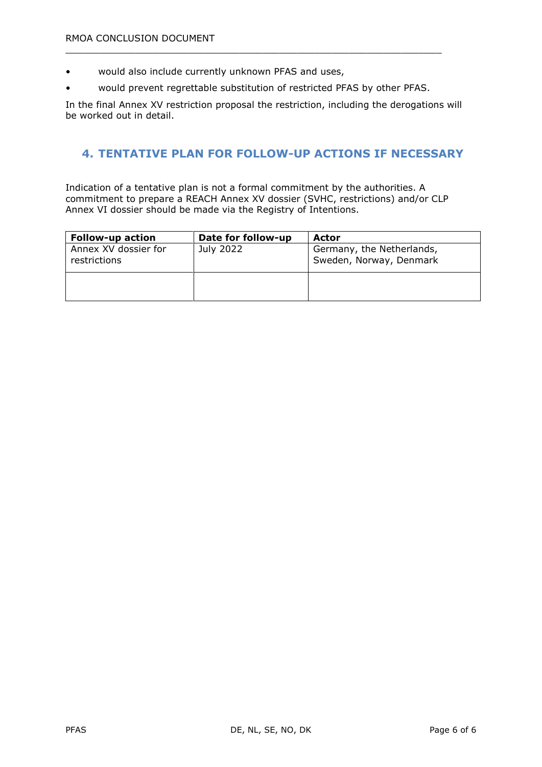- would also include currently unknown PFAS and uses,
- would prevent regrettable substitution of restricted PFAS by other PFAS.

In the final Annex XV restriction proposal the restriction, including the derogations will be worked out in detail.

## 4. TENTATIVE PLAN FOR FOLLOW-UP ACTIONS IF NECESSARY

Indication of a tentative plan is not a formal commitment by the authorities. A commitment to prepare a REACH Annex XV dossier (SVHC, restrictions) and/or CLP Annex VI dossier should be made via the Registry of Intentions.

| Follow-up action | Date for follow-up | Actor |
|---|---|---|
| Annex XV dossier for restrictions | July 2022 | Germany, the Netherlands, Sweden, Norway, Denmark |
| | | |